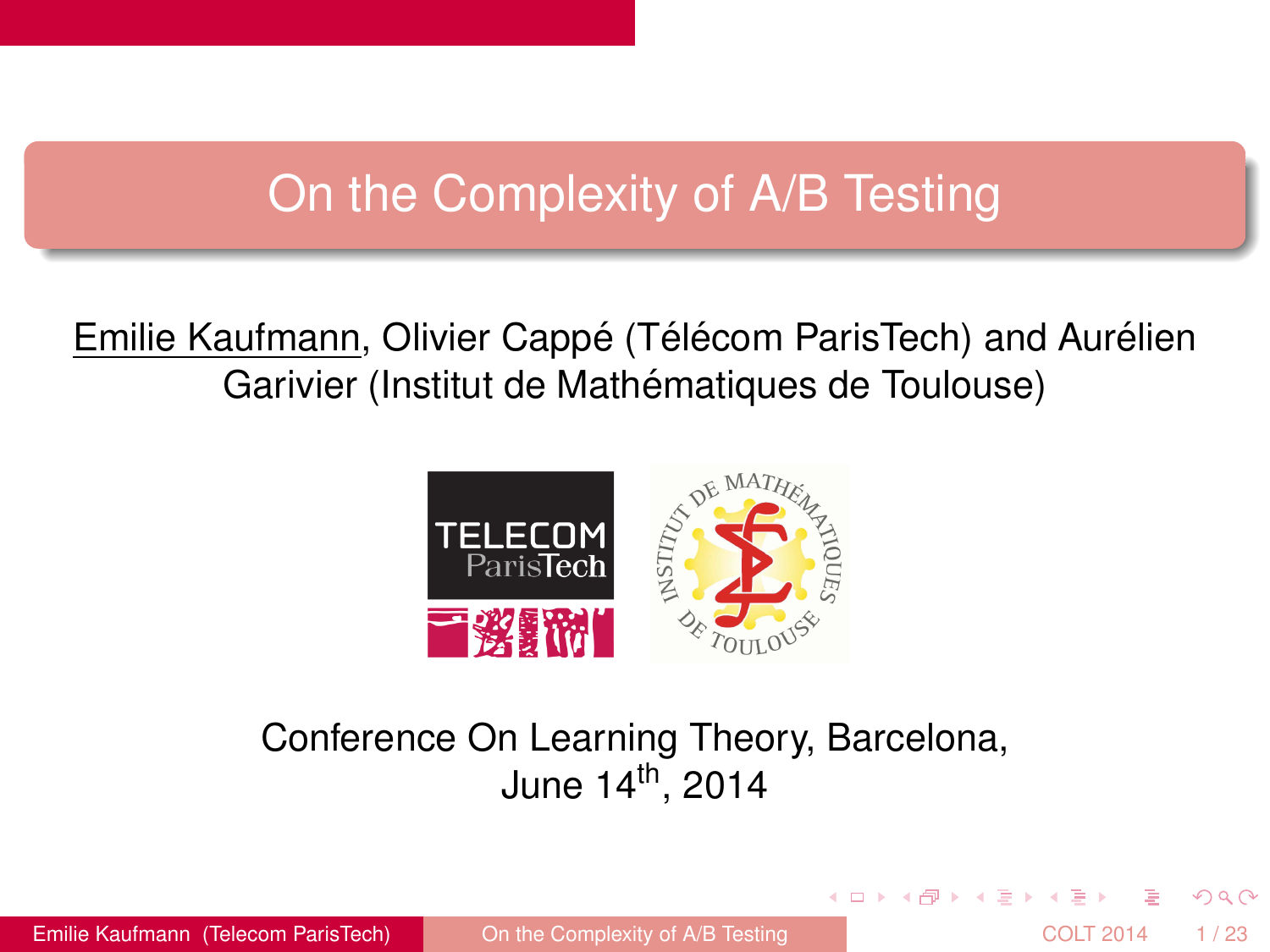# On the Complexity of A/B Testing

Emilie Kaufmann, Olivier Cappé (Télécom ParisTech) and Aurélien Garivier (Institut de Mathématiques de Toulouse)

Conference On Learning Theory, Barcelona, June 14th, 2014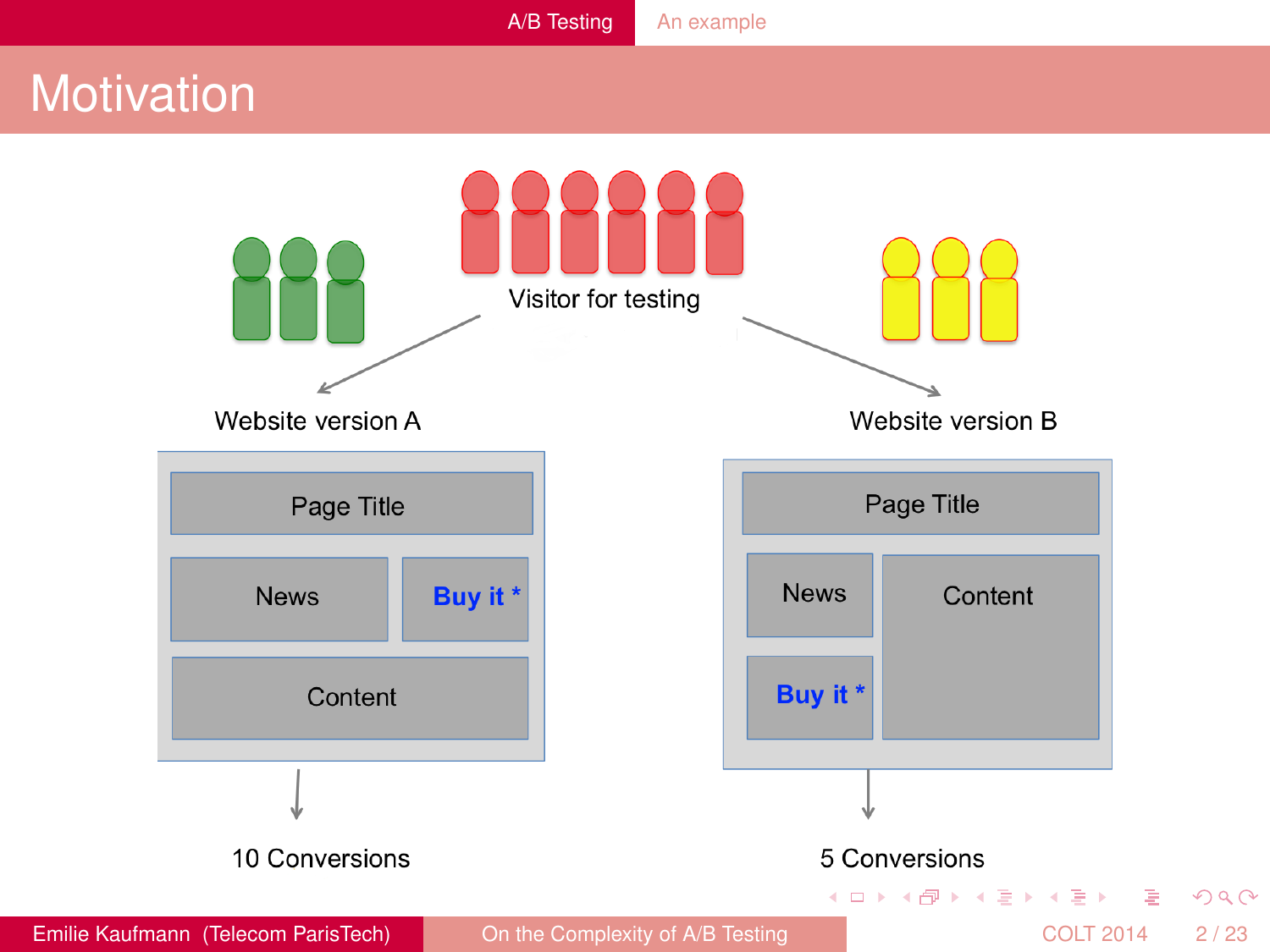# Motivation

Visitor for testing

Website version A

Page Title

News

**Buy it ***

Content

10 Conversions

Website version B

Page Title

News

Content

**Buy it ***

5 Conversions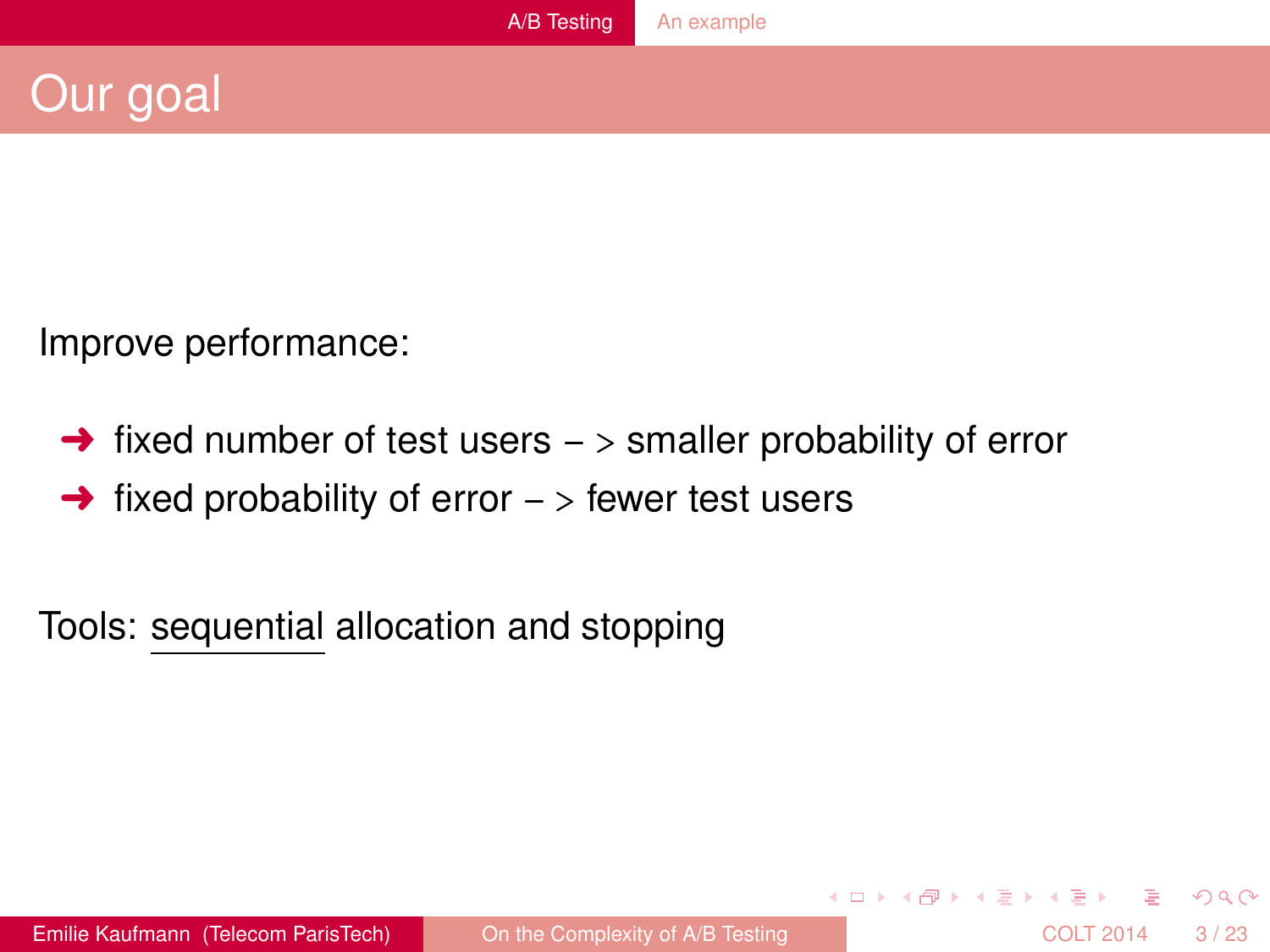# Our goal

Improve performance:

- fixed number of test users – > smaller probability of error
- fixed probability of error – > fewer test users

Tools: <u>sequential</u> allocation and stopping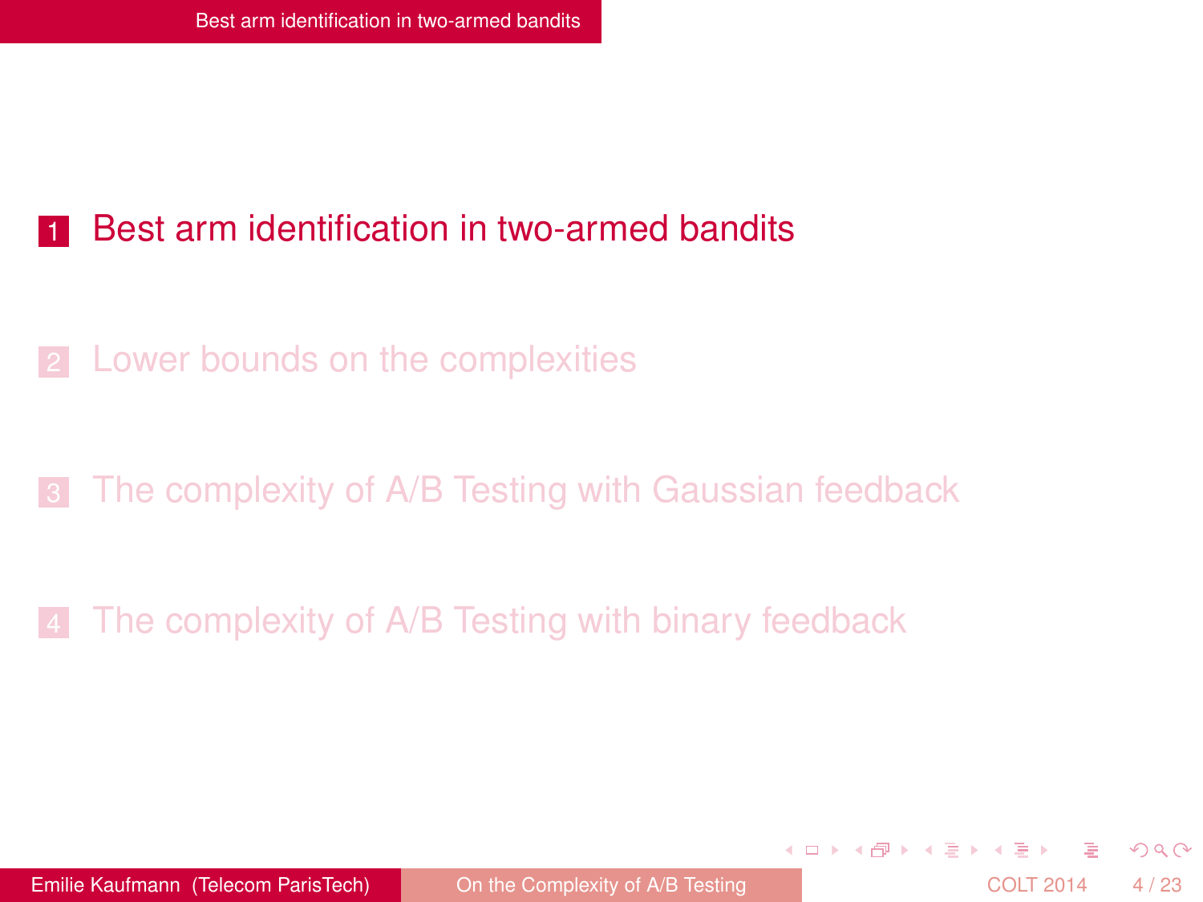1. Best arm identification in two-armed bandits
2. Lower bounds on the complexities
3. The complexity of A/B Testing with Gaussian feedback
4. The complexity of A/B Testing with binary feedback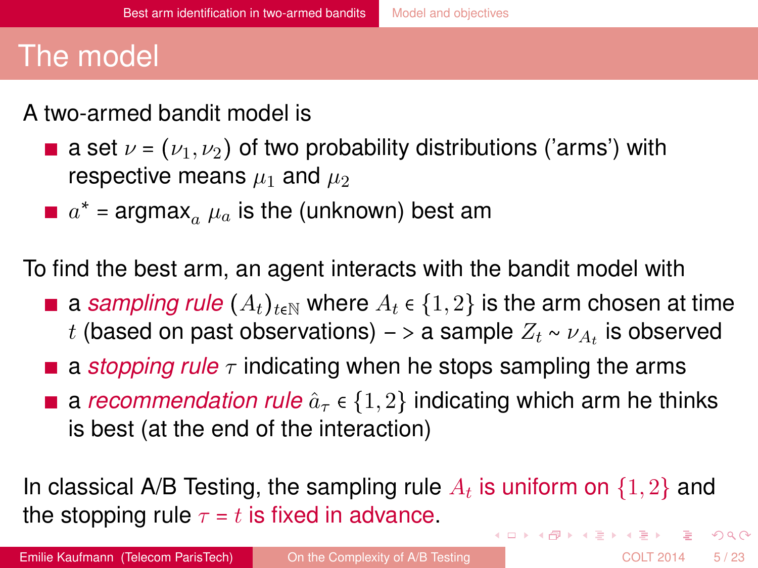# The model

A two-armed bandit model is

- a set $\nu = (\nu_1, \nu_2)$ of two probability distributions ('arms') with respective means $\mu_1$ and $\mu_2$
- $a^* = \text{argmax}_a \; \mu_a$ is the (unknown) best am

To find the best arm, an agent interacts with the bandit model with

- a *sampling rule* $(A_t)_{t \in \mathbb{N}}$ where $A_t \in \{1, 2\}$ is the arm chosen at time $t$ (based on past observations) – > a sample $Z_t \sim \nu_{A_t}$ is observed
- a *stopping rule* $\tau$ indicating when he stops sampling the arms
- a *recommendation rule* $\hat{a}_\tau \in \{1, 2\}$ indicating which arm he thinks is best (at the end of the interaction)

In classical A/B Testing, the sampling rule $A_t$ is uniform on $\{1, 2\}$ and the stopping rule $\tau = t$ is fixed in advance.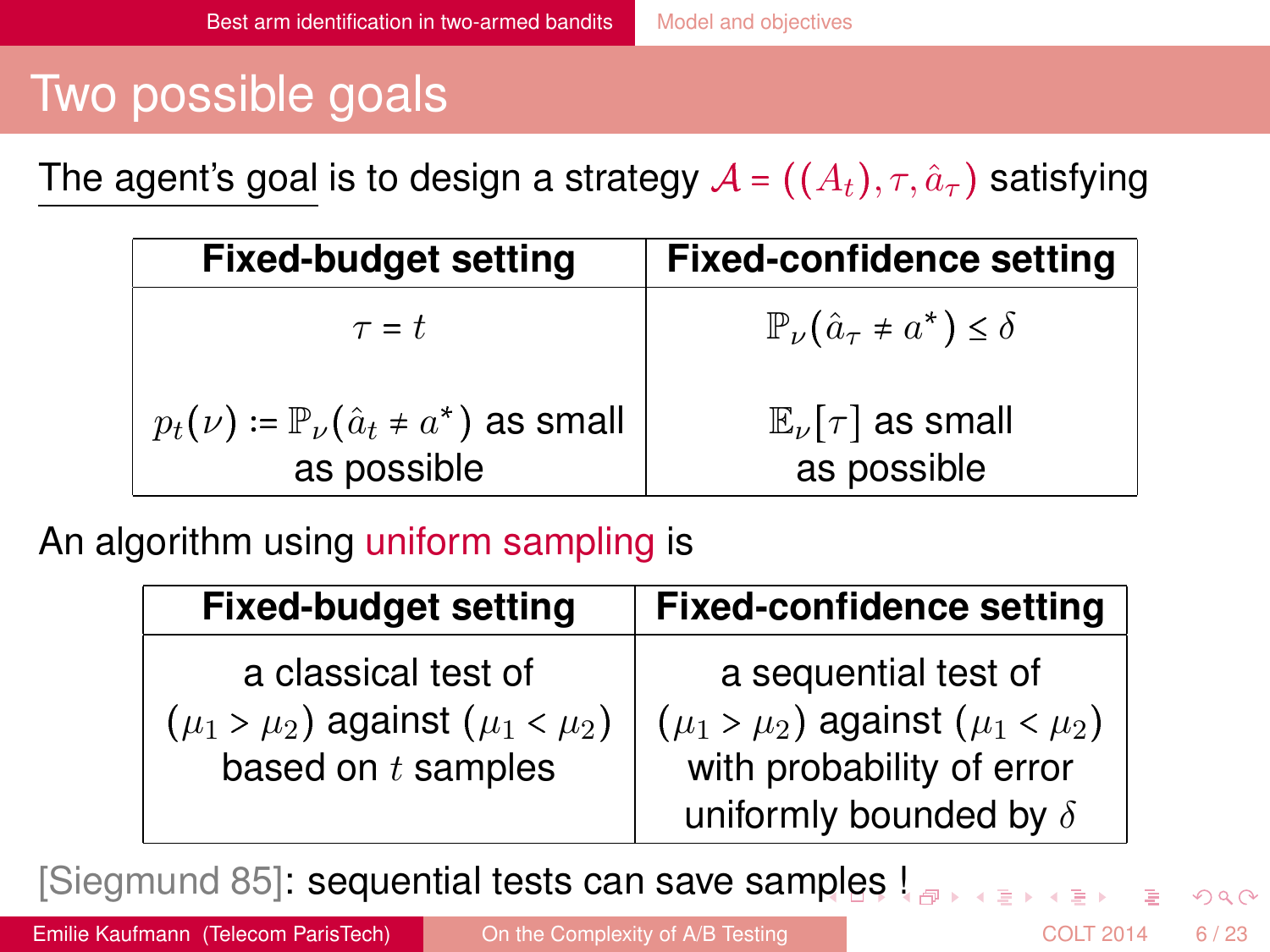# Two possible goals

The agent's goal is to design a strategy $\mathcal{A} = ((A_t), \tau, \hat{a}_\tau)$ satisfying

| Fixed-budget setting | Fixed-confidence setting |
| --- | --- |
| $\tau = t$ | $\mathbb{P}_\nu(\hat{a}_\tau \neq a^*) \leq \delta$ |
| $p_t(\nu) := \mathbb{P}_\nu(\hat{a}_t \neq a^*)$ as small as possible | $\mathbb{E}_\nu[\tau]$ as small as possible |

An algorithm using uniform sampling is

| Fixed-budget setting | Fixed-confidence setting |
| --- | --- |
| a classical test of $(\mu_1 > \mu_2)$ against $(\mu_1 < \mu_2)$ based on $t$ samples | a sequential test of $(\mu_1 > \mu_2)$ against $(\mu_1 < \mu_2)$ with probability of error uniformly bounded by $\delta$ |

[Siegmund 85]: sequential tests can save samples !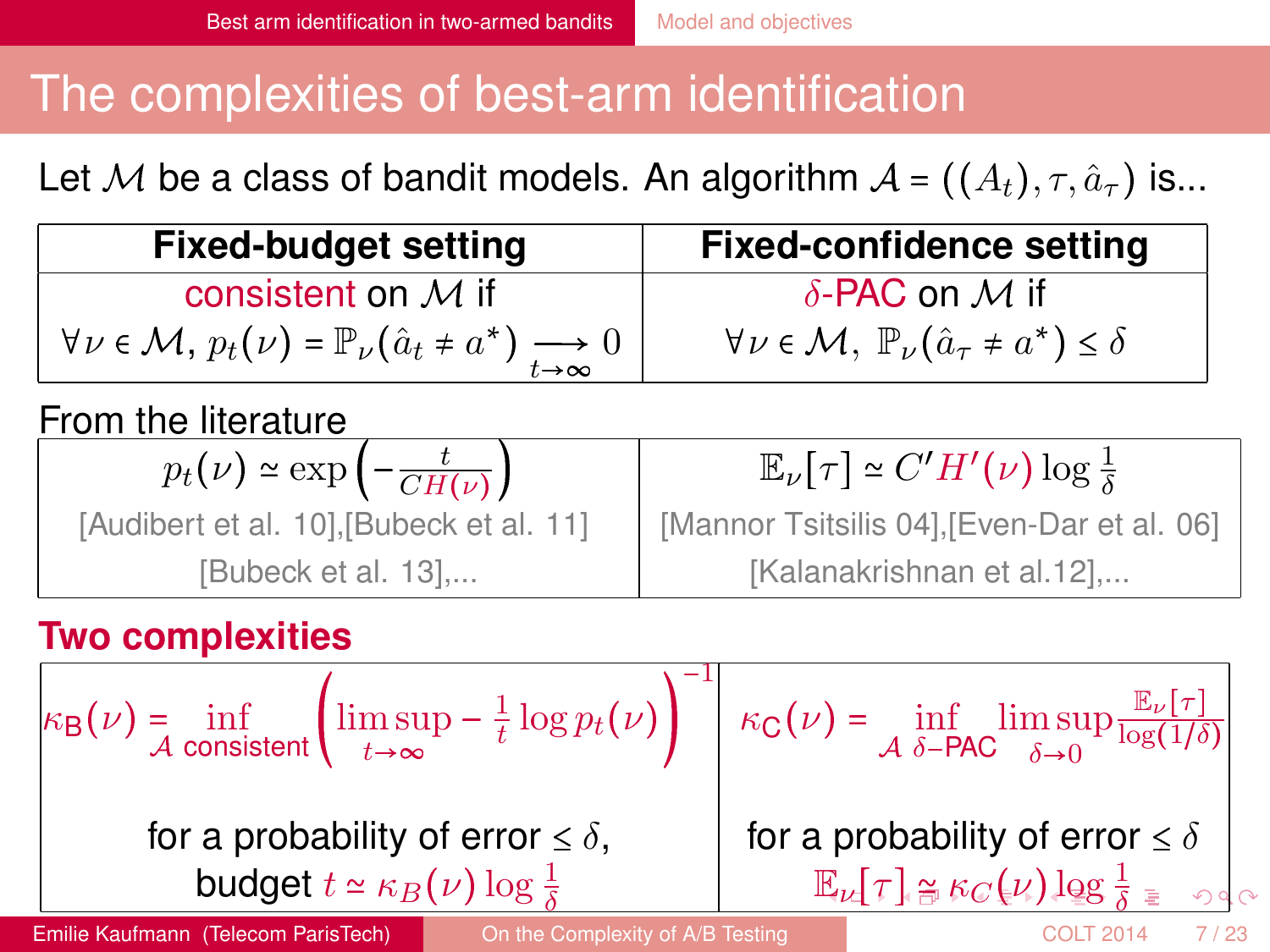# The complexities of best-arm identification

Let $\mathcal{M}$ be a class of bandit models. An algorithm $\mathcal{A} = ((A_t), \tau, \hat{a}_\tau)$ is...

| Fixed-budget setting | Fixed-confidence setting |
|---|---|
| consistent on $\mathcal{M}$ if | $\delta$-PAC on $\mathcal{M}$ if |
| $\forall \nu \in \mathcal{M}, \; p_t(\nu) = \mathbb{P}_\nu(\hat{a}_t \neq a^*) \underset{t \to \infty}{\longrightarrow} 0$ | $\forall \nu \in \mathcal{M}, \; \mathbb{P}_\nu(\hat{a}_\tau \neq a^*) \leq \delta$ |

From the literature

| | |
|---|---|
| $p_t(\nu) \simeq \exp\left(-\frac{t}{CH(\nu)}\right)$ | $\mathbb{E}_\nu[\tau] \simeq C'H'(\nu) \log \frac{1}{\delta}$ |
| [Audibert et al. 10],[Bubeck et al. 11] [Bubeck et al. 13],... | [Mannor Tsitsilis 04],[Even-Dar et al. 06] [Kalanakrishnan et al.12],... |

**Two complexities**

| | |
|---|---|
| $\kappa_{\mathsf{B}}(\nu) = \inf\limits_{\mathcal{A} \text{ consistent}} \left( \limsup\limits_{t \to \infty} -\frac{1}{t} \log p_t(\nu) \right)^{-1}$ | $\kappa_{\mathsf{C}}(\nu) = \inf\limits_{\mathcal{A}\ \delta\text{-PAC}} \limsup\limits_{\delta \to 0} \frac{\mathbb{E}_\nu[\tau]}{\log(1/\delta)}$ |
| for a probability of error $\leq \delta$, budget $t \simeq \kappa_B(\nu) \log \frac{1}{\delta}$ | for a probability of error $\leq \delta$ $\mathbb{E}_\nu[\tau] \simeq \kappa_C(\nu) \log \frac{1}{\delta}$ |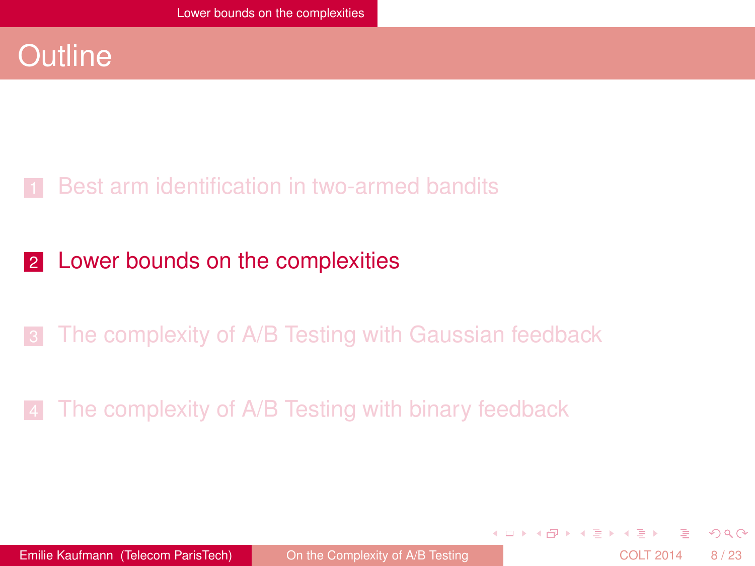# Outline

1. Best arm identification in two-armed bandits
2. Lower bounds on the complexities
3. The complexity of A/B Testing with Gaussian feedback
4. The complexity of A/B Testing with binary feedback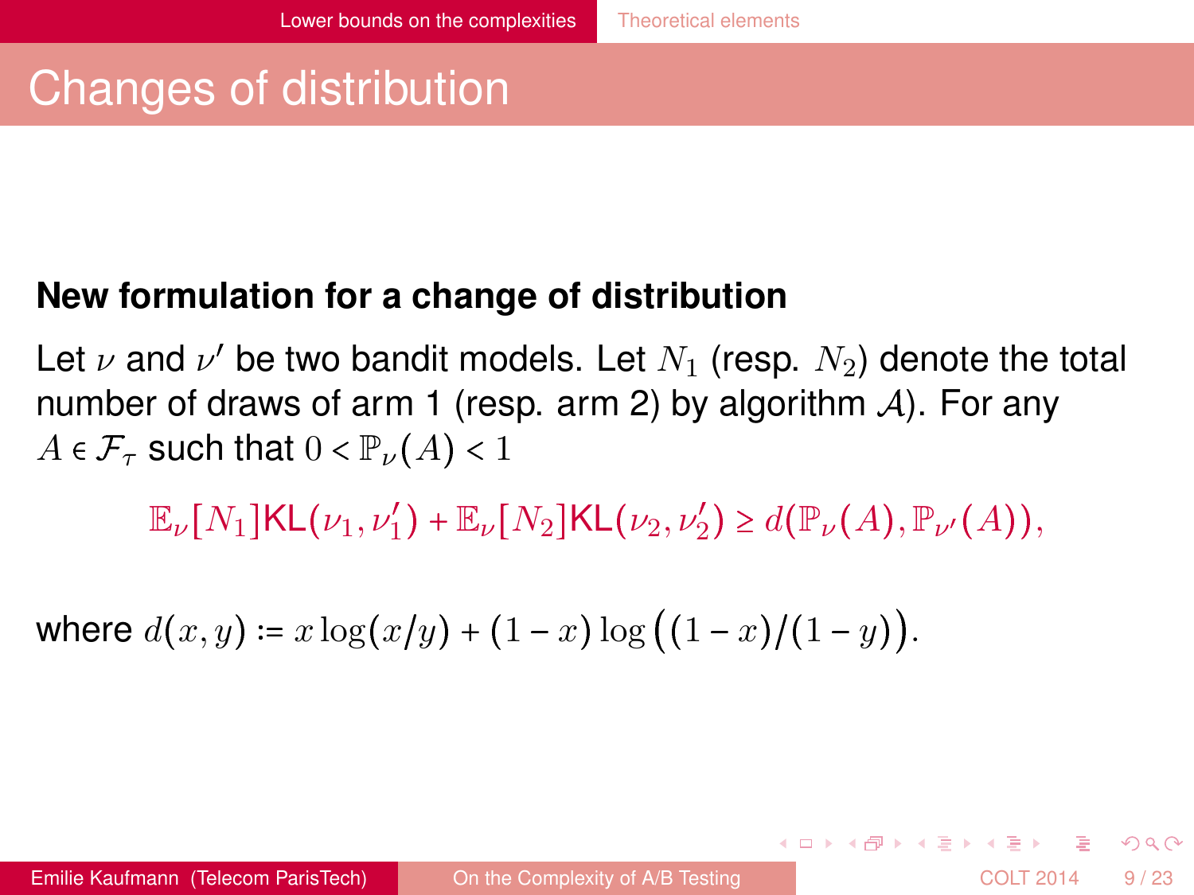# Changes of distribution

**New formulation for a change of distribution**

Let $\nu$ and $\nu'$ be two bandit models. Let $N_1$ (resp. $N_2$) denote the total number of draws of arm 1 (resp. arm 2) by algorithm $\mathcal{A}$). For any $A \in \mathcal{F}_\tau$ such that $0 < \mathbb{P}_\nu(A) < 1$

$$\mathbb{E}_\nu[N_1]\text{KL}(\nu_1, \nu_1') + \mathbb{E}_\nu[N_2]\text{KL}(\nu_2, \nu_2') \geq d(\mathbb{P}_\nu(A), \mathbb{P}_{\nu'}(A)),$$

where $d(x, y) := x \log(x/y) + (1 - x) \log\left((1 - x)/(1 - y)\right)$.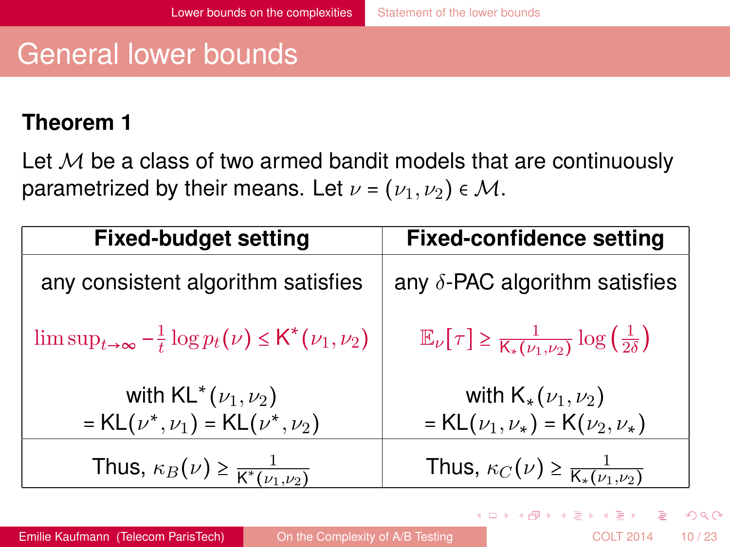# General lower bounds

**Theorem 1**

Let $\mathcal{M}$ be a class of two armed bandit models that are continuously parametrized by their means. Let $\nu = (\nu_1, \nu_2) \in \mathcal{M}$.

| Fixed-budget setting | Fixed-confidence setting |
| --- | --- |
| any consistent algorithm satisfies | any $\delta$-PAC algorithm satisfies |
| $\limsup_{t\to\infty} -\frac{1}{t}\log p_t(\nu) \leq \mathrm{K}^*(\nu_1, \nu_2)$ | $\mathbb{E}_\nu[\tau] \geq \frac{1}{\mathrm{K}_*(\nu_1,\nu_2)} \log\left(\frac{1}{2\delta}\right)$ |
| with $\mathrm{KL}^*(\nu_1, \nu_2)$ $= \mathrm{KL}(\nu^*, \nu_1) = \mathrm{KL}(\nu^*, \nu_2)$ | with $\mathrm{K}_*(\nu_1, \nu_2)$ $= \mathrm{KL}(\nu_1, \nu_*) = \mathrm{K}(\nu_2, \nu_*)$ |
| Thus, $\kappa_B(\nu) \geq \frac{1}{\mathrm{K}^*(\nu_1,\nu_2)}$ | Thus, $\kappa_C(\nu) \geq \frac{1}{\mathrm{K}_*(\nu_1,\nu_2)}$ |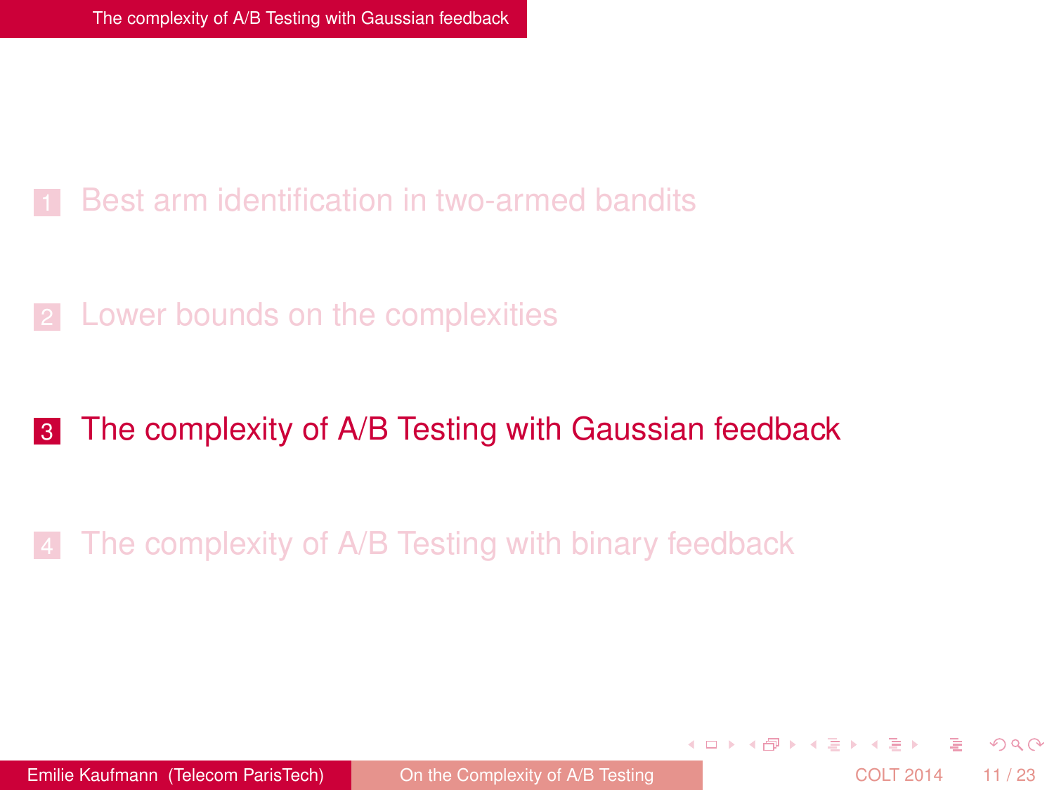1. Best arm identification in two-armed bandits

2. Lower bounds on the complexities

3. **The complexity of A/B Testing with Gaussian feedback**

4. The complexity of A/B Testing with binary feedback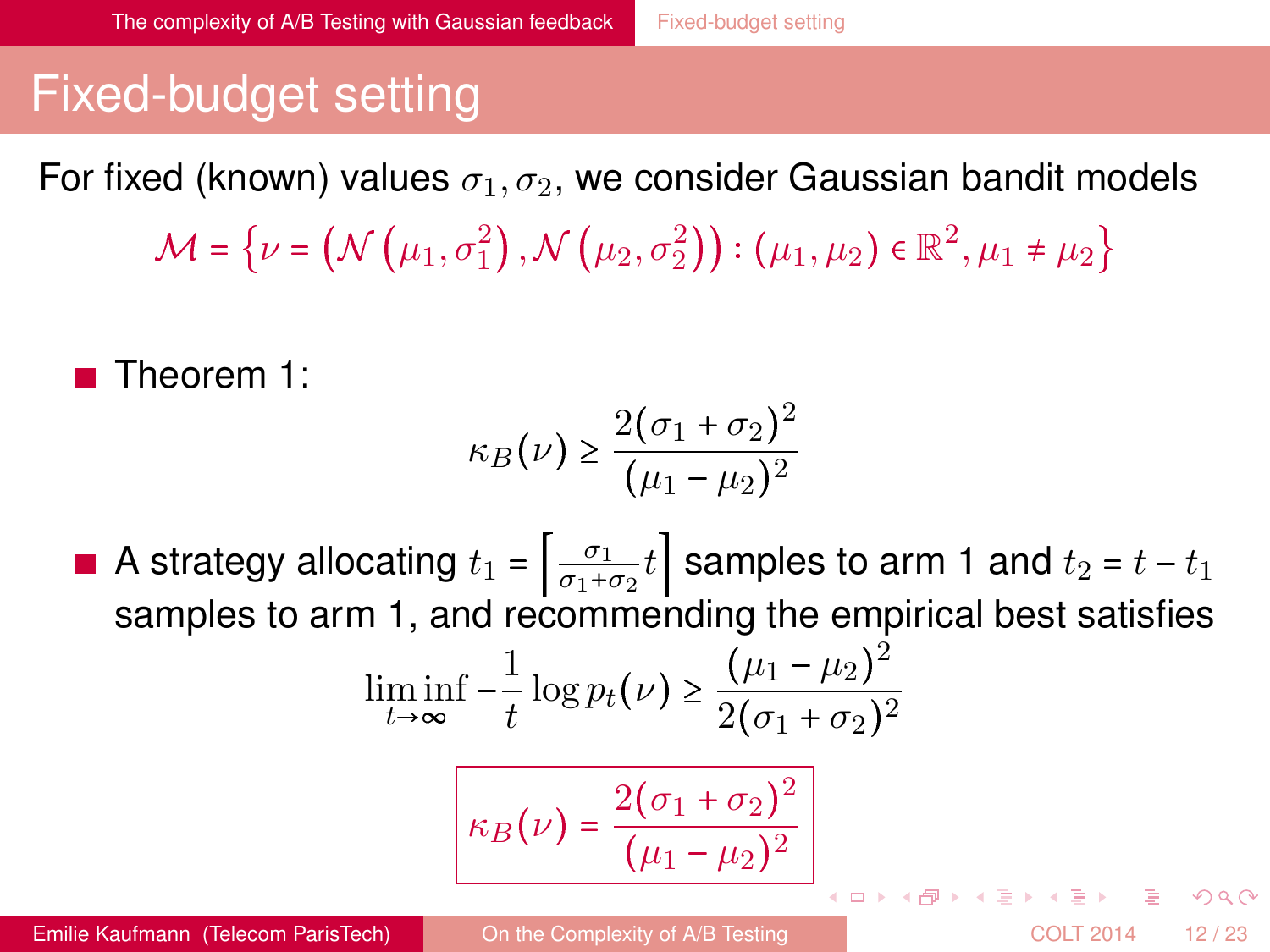# Fixed-budget setting

For fixed (known) values $\sigma_1, \sigma_2$, we consider Gaussian bandit models

$$\mathcal{M} = \left\{ \nu = \left( \mathcal{N}\left(\mu_1, \sigma_1^2\right), \mathcal{N}\left(\mu_2, \sigma_2^2\right) \right) : (\mu_1, \mu_2) \in \mathbb{R}^2, \mu_1 \neq \mu_2 \right\}$$

- Theorem 1:

$$\kappa_B(\nu) \geq \frac{2(\sigma_1 + \sigma_2)^2}{(\mu_1 - \mu_2)^2}$$

- A strategy allocating $t_1 = \left\lceil \frac{\sigma_1}{\sigma_1 + \sigma_2} t \right\rceil$ samples to arm 1 and $t_2 = t - t_1$ samples to arm 1, and recommending the empirical best satisfies

$$\liminf_{t \to \infty} -\frac{1}{t} \log p_t(\nu) \geq \frac{(\mu_1 - \mu_2)^2}{2(\sigma_1 + \sigma_2)^2}$$

$$\boxed{\kappa_B(\nu) = \frac{2(\sigma_1 + \sigma_2)^2}{(\mu_1 - \mu_2)^2}}$$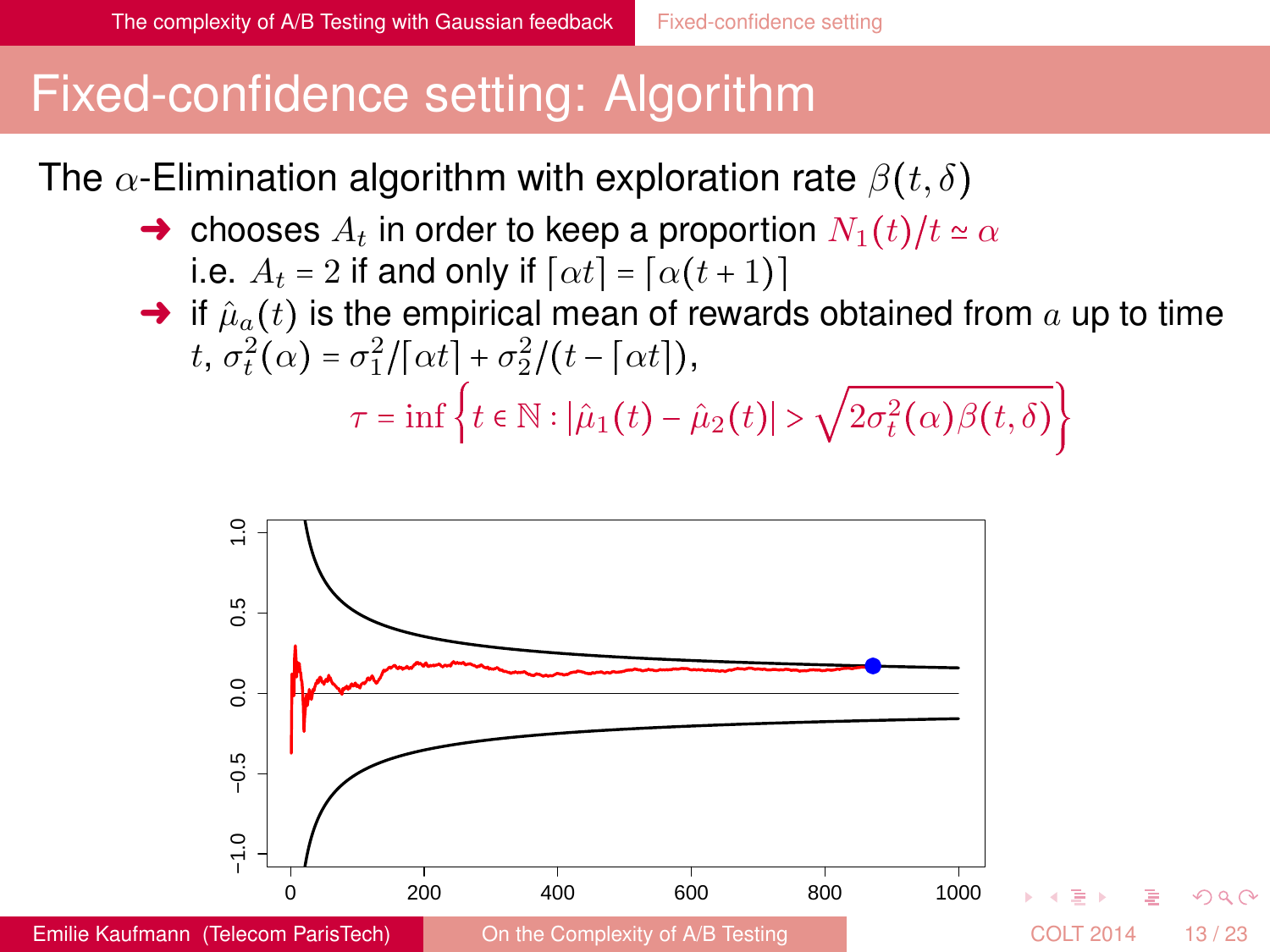# Fixed-confidence setting: Algorithm

The $\alpha$-Elimination algorithm with exploration rate $\beta(t, \delta)$

- ➜ chooses $A_t$ in order to keep a proportion $N_1(t)/t \simeq \alpha$
  i.e. $A_t = 2$ if and only if $\lceil \alpha t \rceil = \lceil \alpha(t+1) \rceil$
- ➜ if $\hat{\mu}_a(t)$ is the empirical mean of rewards obtained from $a$ up to time $t$, $\sigma_t^2(\alpha) = \sigma_1^2 / \lceil \alpha t \rceil + \sigma_2^2 / (t - \lceil \alpha t \rceil)$,

$$\tau = \inf \left\{ t \in \mathbb{N} : |\hat{\mu}_1(t) - \hat{\mu}_2(t)| > \sqrt{2\sigma_t^2(\alpha)\beta(t, \delta)} \right\}$$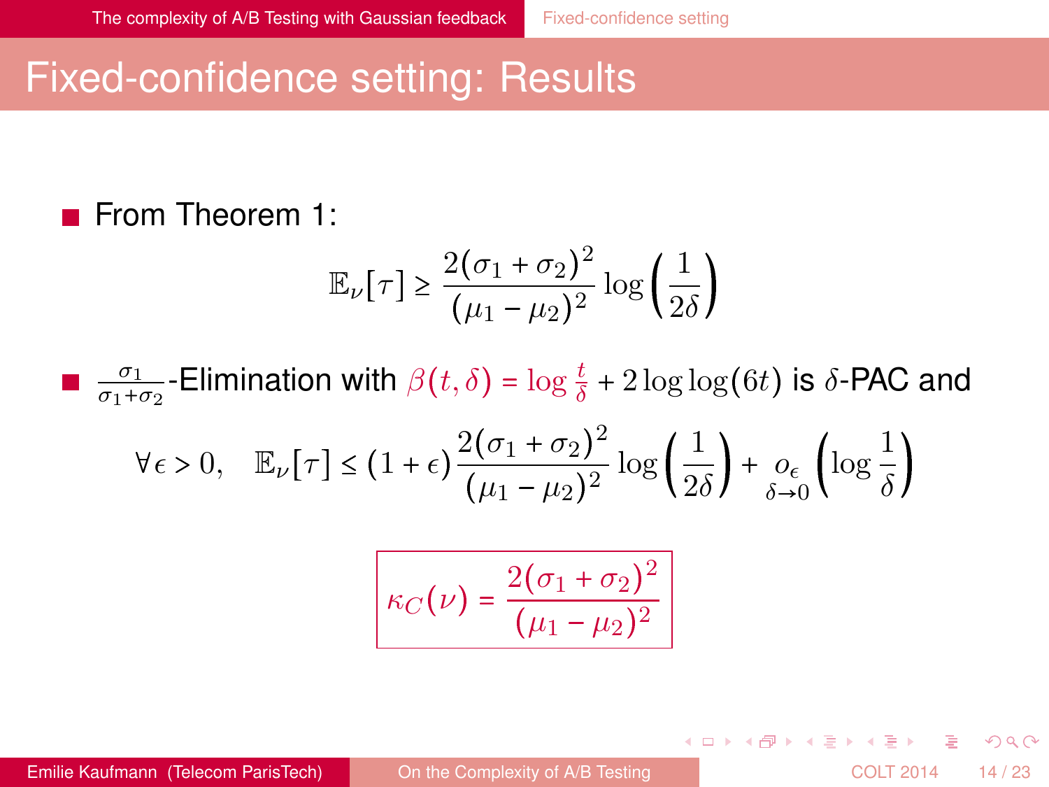# Fixed-confidence setting: Results

- From Theorem 1:

$$\mathbb{E}_\nu[\tau] \geq \frac{2(\sigma_1 + \sigma_2)^2}{(\mu_1 - \mu_2)^2} \log\left(\frac{1}{2\delta}\right)$$

- $\frac{\sigma_1}{\sigma_1+\sigma_2}$-Elimination with $\beta(t,\delta) = \log\frac{t}{\delta} + 2\log\log(6t)$ is $\delta$-PAC and

$$\forall \epsilon > 0, \quad \mathbb{E}_\nu[\tau] \leq (1+\epsilon)\frac{2(\sigma_1 + \sigma_2)^2}{(\mu_1 - \mu_2)^2} \log\left(\frac{1}{2\delta}\right) + \underset{\delta\to 0}{o_\epsilon}\left(\log\frac{1}{\delta}\right)$$

$$\boxed{\kappa_C(\nu) = \frac{2(\sigma_1 + \sigma_2)^2}{(\mu_1 - \mu_2)^2}}$$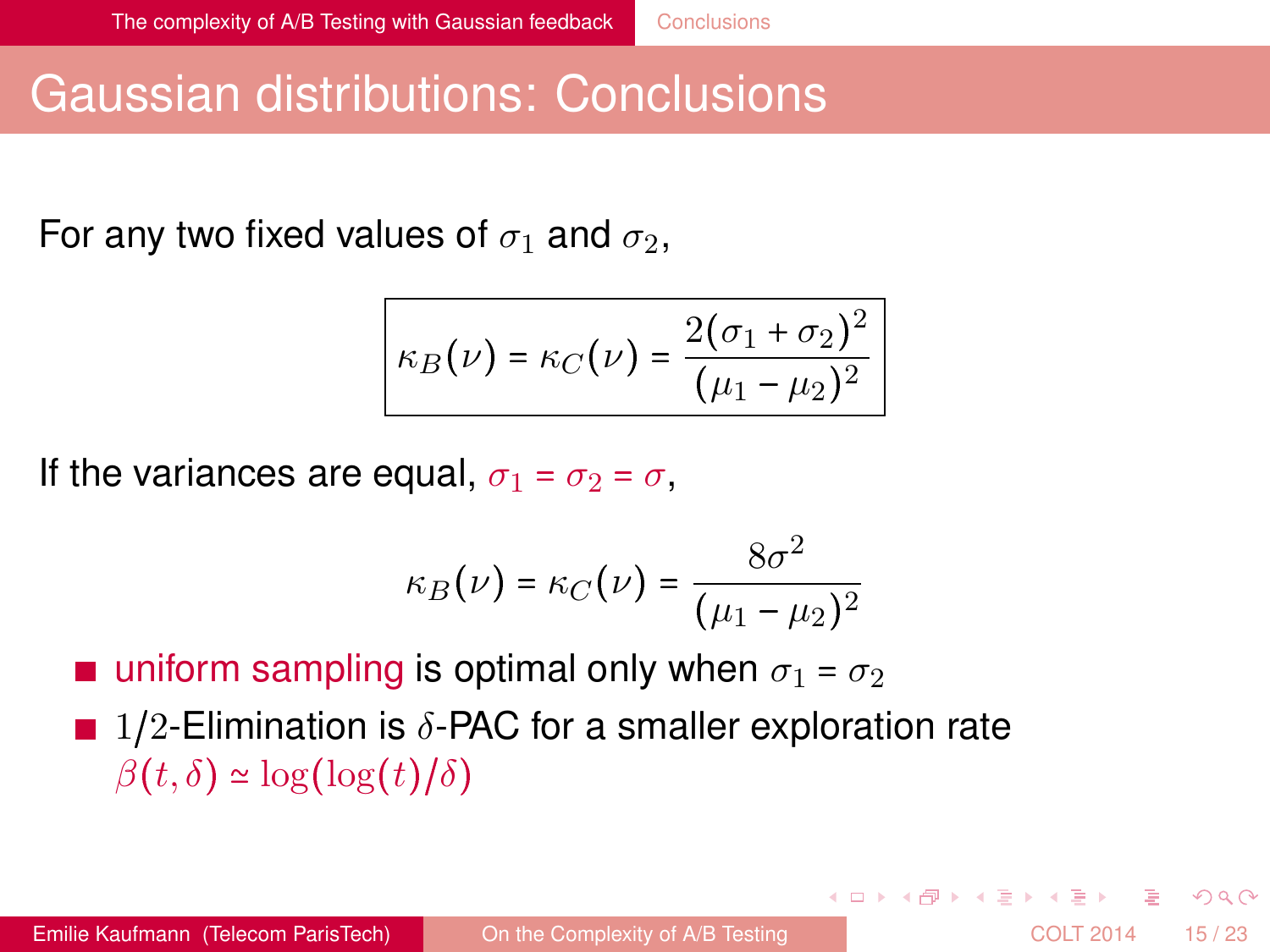# Gaussian distributions: Conclusions

For any two fixed values of $\sigma_1$ and $\sigma_2$,

$$\boxed{\kappa_B(\nu) = \kappa_C(\nu) = \frac{2(\sigma_1 + \sigma_2)^2}{(\mu_1 - \mu_2)^2}}$$

If the variances are equal, $\sigma_1 = \sigma_2 = \sigma$,

$$\kappa_B(\nu) = \kappa_C(\nu) = \frac{8\sigma^2}{(\mu_1 - \mu_2)^2}$$

- uniform sampling is optimal only when $\sigma_1 = \sigma_2$
- $1/2$-Elimination is $\delta$-PAC for a smaller exploration rate $\beta(t, \delta) \simeq \log(\log(t)/\delta)$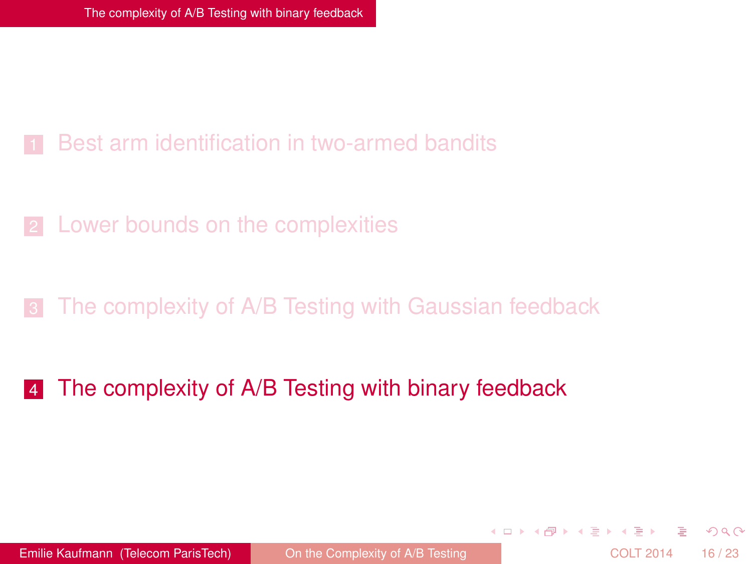1. Best arm identification in two-armed bandits

2. Lower bounds on the complexities

3. The complexity of A/B Testing with Gaussian feedback

4. The complexity of A/B Testing with binary feedback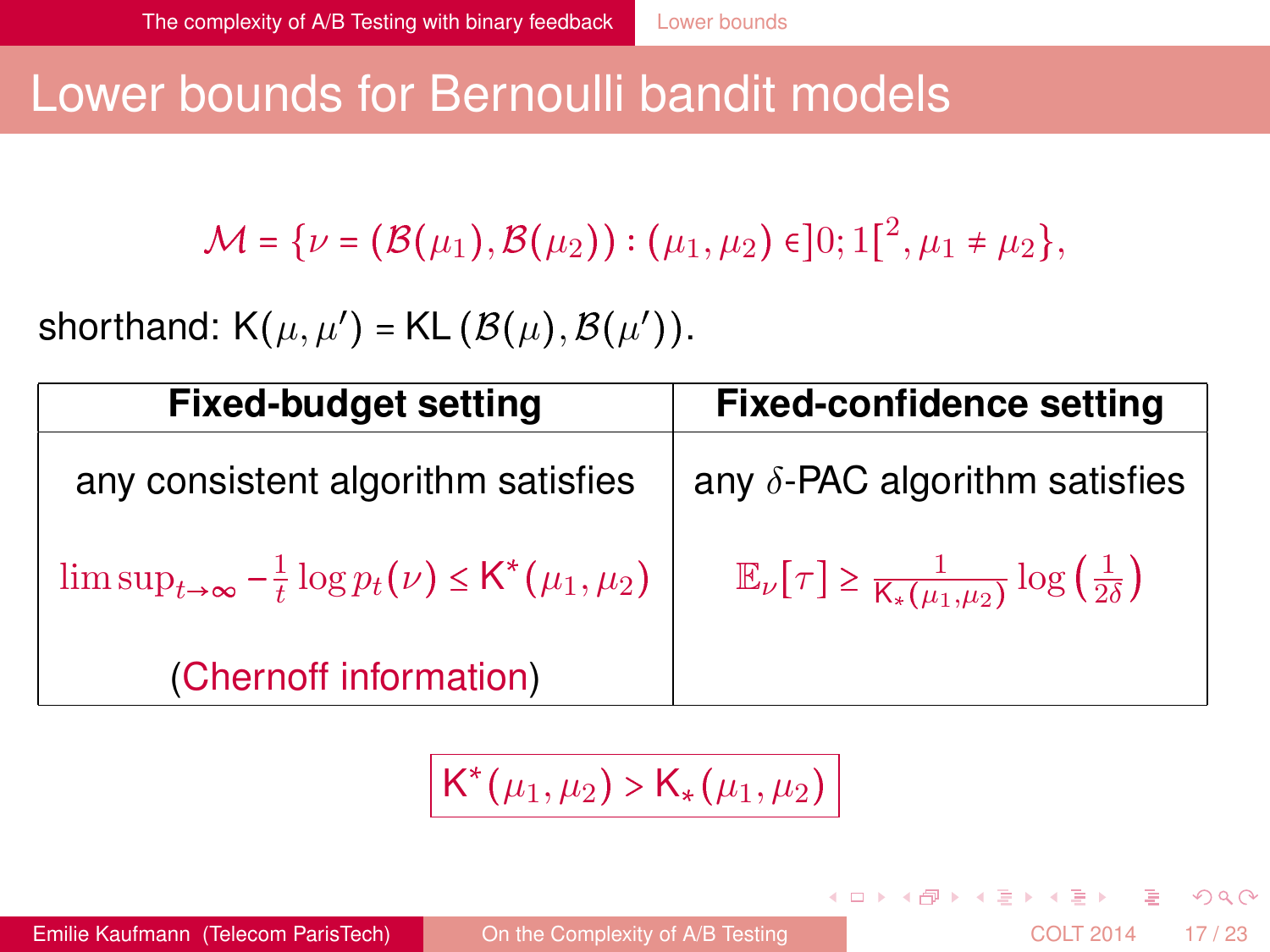# Lower bounds for Bernoulli bandit models

$$\mathcal{M} = \{\nu = (\mathcal{B}(\mu_1), \mathcal{B}(\mu_2)) : (\mu_1, \mu_2) \in ]0;1[^2, \mu_1 \neq \mu_2\},$$

shorthand: $\mathsf{K}(\mu, \mu') = \mathsf{KL}\left(\mathcal{B}(\mu), \mathcal{B}(\mu')\right)$.

| **Fixed-budget setting** | **Fixed-confidence setting** |
|---|---|
| any consistent algorithm satisfies $\limsup_{t\to\infty} -\frac{1}{t}\log p_t(\nu) \leq \mathsf{K}^*(\mu_1, \mu_2)$ (Chernoff information) | any $\delta$-PAC algorithm satisfies $\mathbb{E}_\nu[\tau] \geq \frac{1}{\mathsf{K}_*(\mu_1,\mu_2)} \log\left(\frac{1}{2\delta}\right)$ |

$$\boxed{\mathsf{K}^*(\mu_1, \mu_2) > \mathsf{K}_*(\mu_1, \mu_2)}$$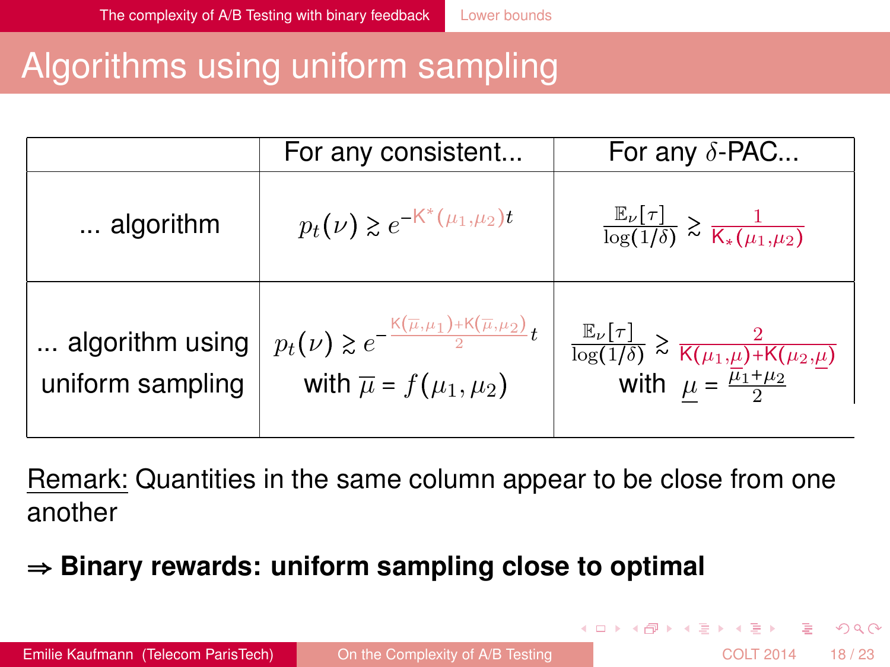# Algorithms using uniform sampling

| | For any consistent... | For any $\delta$-PAC... |
|---|---|---|
| ... algorithm | $p_t(\nu) \gtrsim e^{-\mathrm{K}^*(\mu_1,\mu_2)t}$ | $\frac{\mathbb{E}_\nu[\tau]}{\log(1/\delta)} \gtrsim \frac{1}{\mathrm{K}_*(\mu_1,\mu_2)}$ |
| ... algorithm using uniform sampling | $p_t(\nu) \gtrsim e^{-\frac{\mathrm{K}(\overline{\mu},\mu_1)+\mathrm{K}(\overline{\mu},\mu_2)}{2}t}$ with $\overline{\mu} = f(\mu_1,\mu_2)$ | $\frac{\mathbb{E}_\nu[\tau]}{\log(1/\delta)} \gtrsim \frac{2}{\mathrm{K}(\mu_1,\underline{\mu})+\mathrm{K}(\mu_2,\underline{\mu})}$ with $\underline{\mu} = \frac{\mu_1+\mu_2}{2}$ |

Remark: Quantities in the same column appear to be close from one another

$\Rightarrow$ **Binary rewards: uniform sampling close to optimal**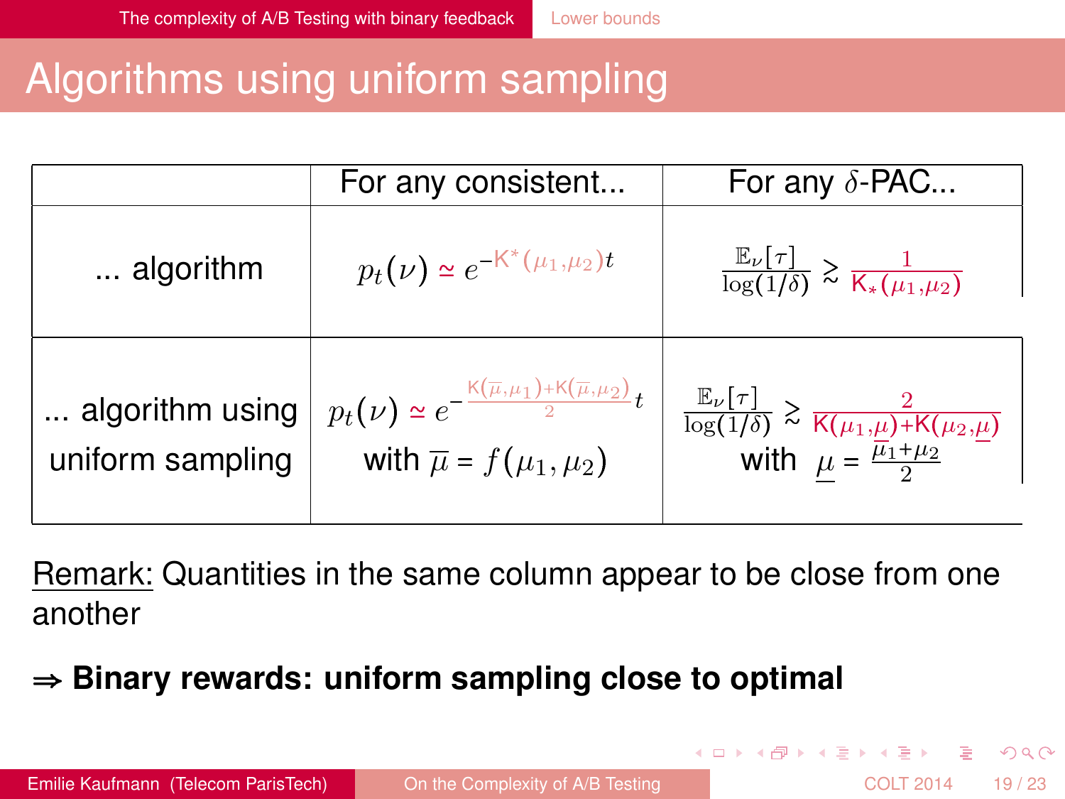# Algorithms using uniform sampling

| | For any consistent... | For any $\delta$-PAC... |
|---|---|---|
| ... algorithm | $p_t(\nu) \simeq e^{-\mathrm{K}^*(\mu_1,\mu_2)t}$ | $\frac{\mathbb{E}_\nu[\tau]}{\log(1/\delta)} \gtrsim \frac{1}{\mathrm{K}_*(\mu_1,\mu_2)}$ |
| ... algorithm using uniform sampling | $p_t(\nu) \simeq e^{-\frac{\mathrm{K}(\overline{\mu},\mu_1)+\mathrm{K}(\overline{\mu},\mu_2)}{2}t}$ with $\overline{\mu} = f(\mu_1,\mu_2)$ | $\frac{\mathbb{E}_\nu[\tau]}{\log(1/\delta)} \gtrsim \frac{2}{\mathrm{K}(\mu_1,\underline{\mu})+\mathrm{K}(\mu_2,\underline{\mu})}$ with $\underline{\mu} = \frac{\mu_1+\mu_2}{2}$ |

Remark: Quantities in the same column appear to be close from one another

$\Rightarrow$ **Binary rewards: uniform sampling close to optimal**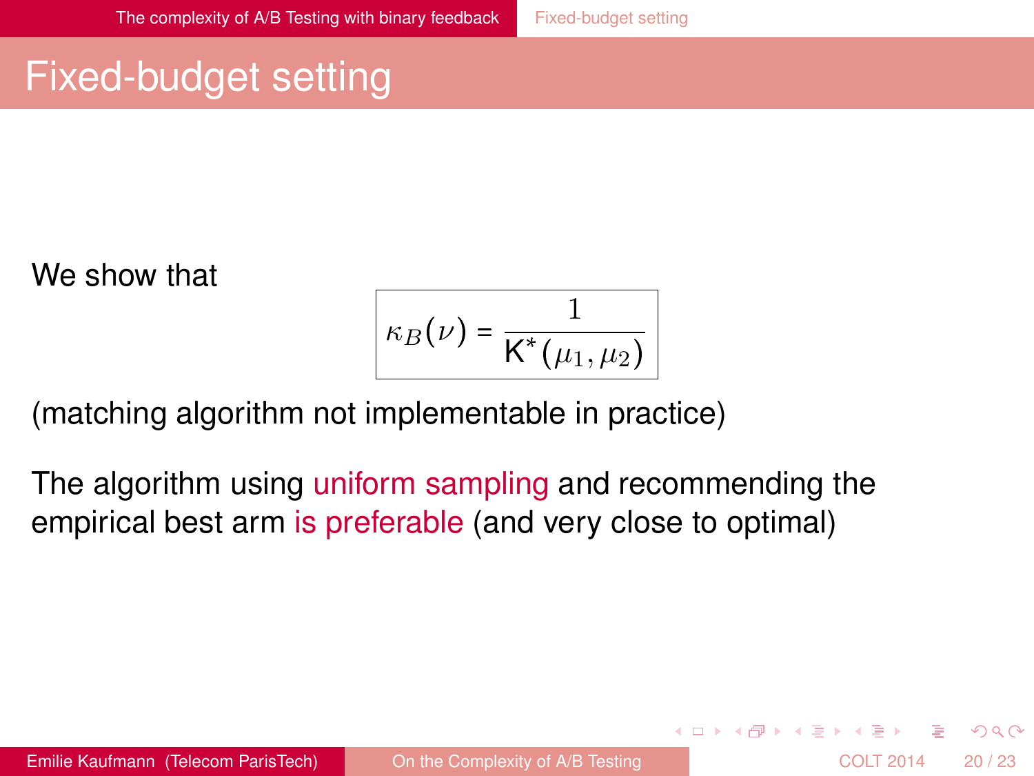# Fixed-budget setting

We show that

$$\kappa_B(\nu) = \frac{1}{\mathrm{K}^*(\mu_1, \mu_2)}$$

(matching algorithm not implementable in practice)

The algorithm using uniform sampling and recommending the empirical best arm is preferable (and very close to optimal)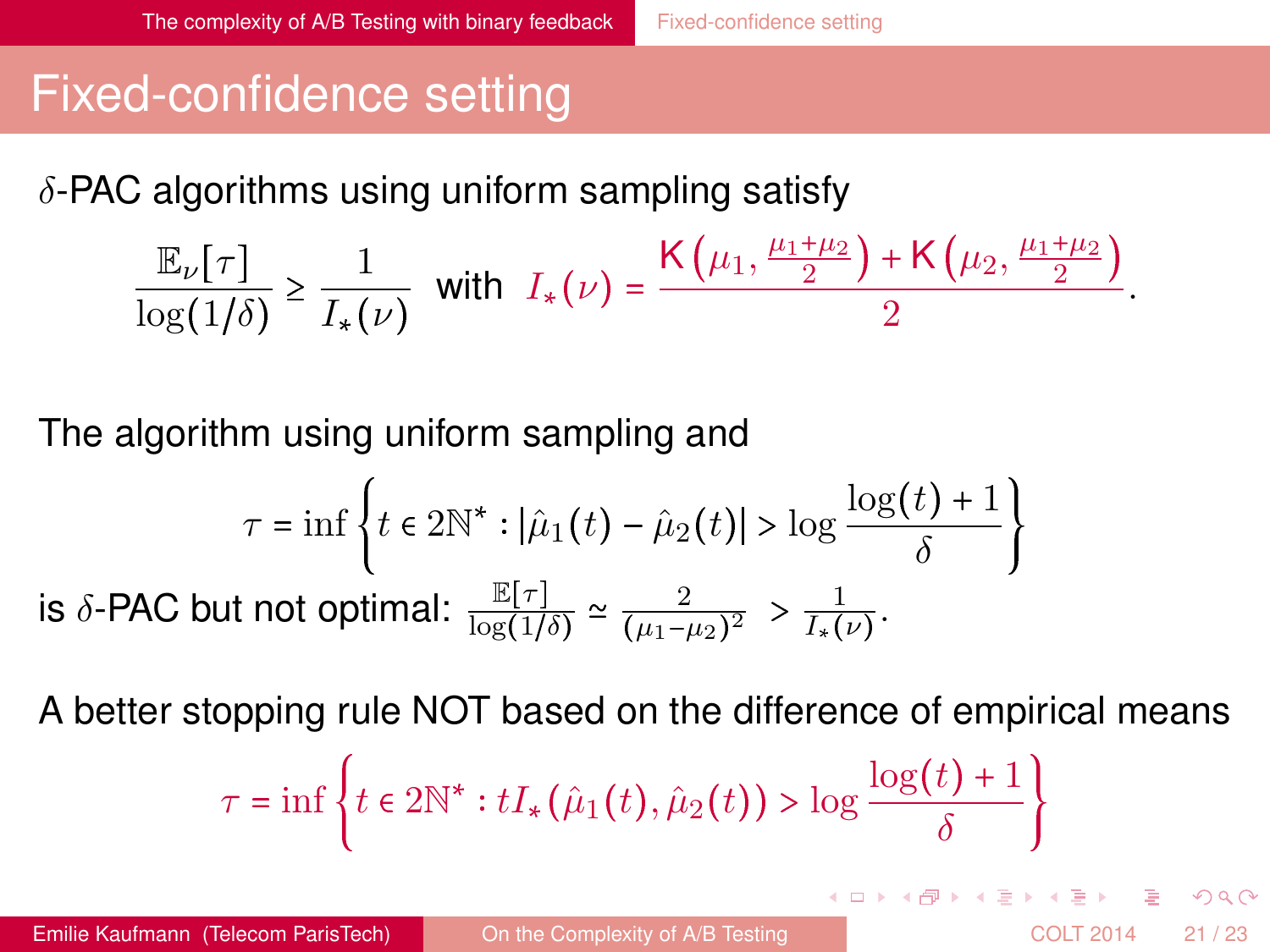# Fixed-confidence setting

$\delta$-PAC algorithms using uniform sampling satisfy

$$\frac{\mathbb{E}_\nu[\tau]}{\log(1/\delta)} \geq \frac{1}{I_*(\nu)} \quad \text{with} \quad I_*(\nu) = \frac{\mathrm{K}\left(\mu_1, \frac{\mu_1+\mu_2}{2}\right) + \mathrm{K}\left(\mu_2, \frac{\mu_1+\mu_2}{2}\right)}{2}.$$

The algorithm using uniform sampling and

$$\tau = \inf\left\{t \in 2\mathbb{N}^* : |\hat{\mu}_1(t) - \hat{\mu}_2(t)| > \log\frac{\log(t)+1}{\delta}\right\}$$

is $\delta$-PAC but not optimal: $\frac{\mathbb{E}[\tau]}{\log(1/\delta)} \simeq \frac{2}{(\mu_1-\mu_2)^2} > \frac{1}{I_*(\nu)}$.

A better stopping rule NOT based on the difference of empirical means

$$\tau = \inf\left\{t \in 2\mathbb{N}^* : tI_*(\hat{\mu}_1(t), \hat{\mu}_2(t)) > \log\frac{\log(t)+1}{\delta}\right\}$$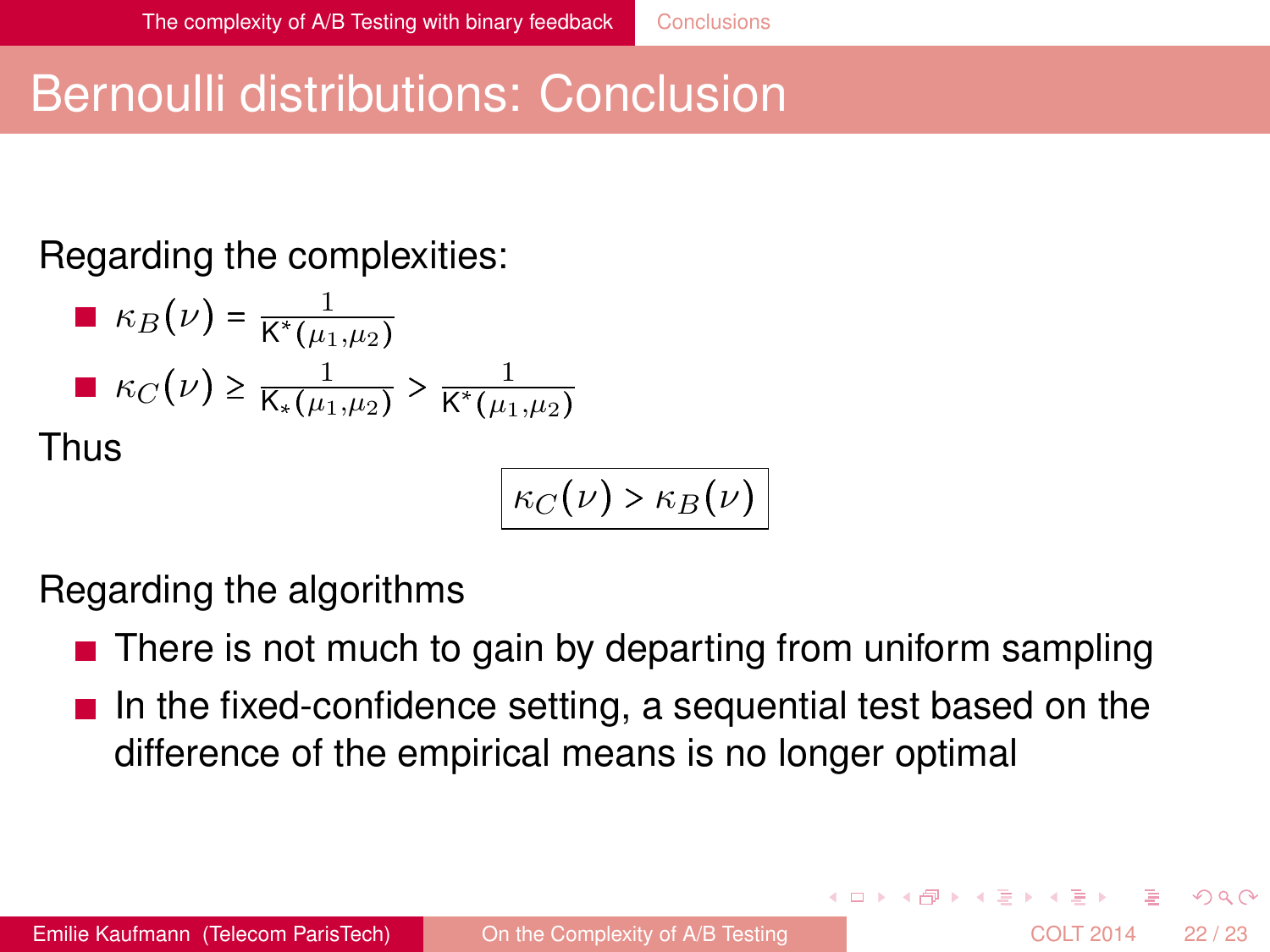# Bernoulli distributions: Conclusion

Regarding the complexities:

- $\kappa_B(\nu) = \frac{1}{\mathrm{K}^*(\mu_1,\mu_2)}$
- $\kappa_C(\nu) \geq \frac{1}{\mathrm{K}_*(\mu_1,\mu_2)} > \frac{1}{\mathrm{K}^*(\mu_1,\mu_2)}$

Thus

$$\boxed{\kappa_C(\nu) > \kappa_B(\nu)}$$

Regarding the algorithms

- There is not much to gain by departing from uniform sampling
- In the fixed-confidence setting, a sequential test based on the difference of the empirical means is no longer optimal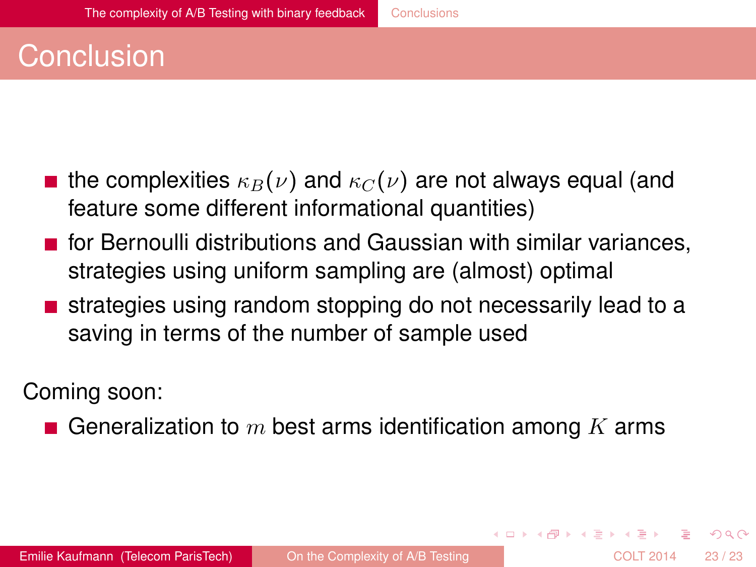# Conclusion

- the complexities $\kappa_B(\nu)$ and $\kappa_C(\nu)$ are not always equal (and feature some different informational quantities)
- for Bernoulli distributions and Gaussian with similar variances, strategies using uniform sampling are (almost) optimal
- strategies using random stopping do not necessarily lead to a saving in terms of the number of sample used

Coming soon:

- Generalization to $m$ best arms identification among $K$ arms